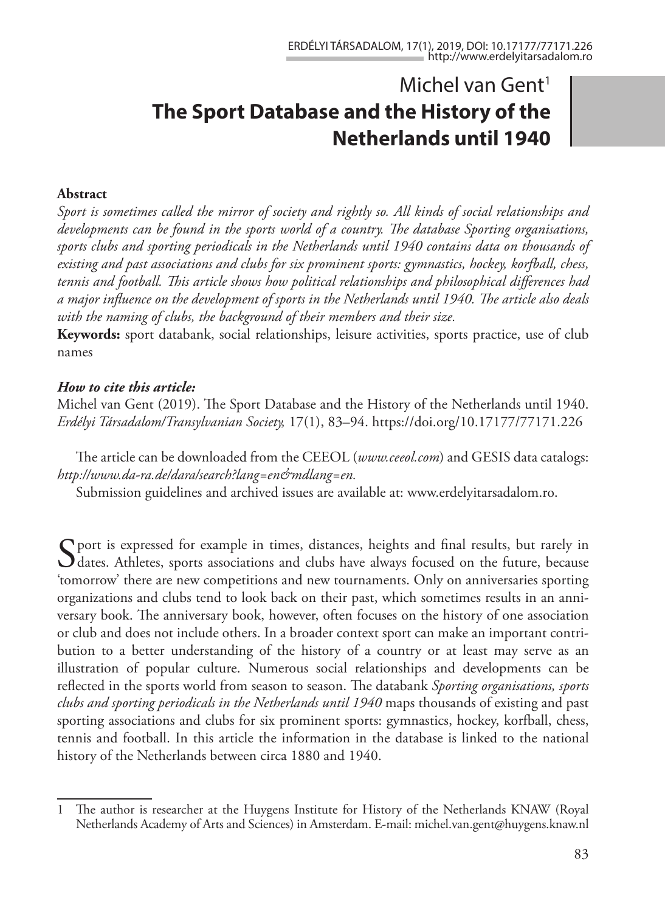Michel van Gent[1]

# The Sport Database and the History of the Netherlands until 1940

**Abstract**

*Sport is sometimes called the mirror of society and rightly so. All kinds of social relationships and developments can be found in the sports world of a country. The database Sporting organisations, sports clubs and sporting periodicals in the Netherlands until 1940 contains data on thousands of existing and past associations and clubs for six prominent sports: gymnastics, hockey, korfball, chess, tennis and football. This article shows how political relationships and philosophical differences had a major influence on the development of sports in the Netherlands until 1940. The article also deals with the naming of clubs, the background of their members and their size.*

**Keywords:** sport databank, social relationships, leisure activities, sports practice, use of club names

***How to cite this article:***

Michel van Gent (2019). The Sport Database and the History of the Netherlands until 1940. *Erdélyi Társadalom/Transylvanian Society,* 17(1), 83–94. https://doi.org/10.17177/77171.226

The article can be downloaded from the CEEOL (*www.ceeol.com*) and GESIS data catalogs: *http://www.da-ra.de/dara/search?lang=en&mdlang=en.*

Submission guidelines and archived issues are available at: www.erdelyitarsadalom.ro.

Sport is expressed for example in times, distances, heights and final results, but rarely in dates. Athletes, sports associations and clubs have always focused on the future, because 'tomorrow' there are new competitions and new tournaments. Only on anniversaries sporting organizations and clubs tend to look back on their past, which sometimes results in an anniversary book. The anniversary book, however, often focuses on the history of one association or club and does not include others. In a broader context sport can make an important contribution to a better understanding of the history of a country or at least may serve as an illustration of popular culture. Numerous social relationships and developments can be reflected in the sports world from season to season. The databank *Sporting organisations, sports clubs and sporting periodicals in the Netherlands until 1940* maps thousands of existing and past sporting associations and clubs for six prominent sports: gymnastics, hockey, korfball, chess, tennis and football. In this article the information in the database is linked to the national history of the Netherlands between circa 1880 and 1940.

[1] The author is researcher at the Huygens Institute for History of the Netherlands KNAW (Royal Netherlands Academy of Arts and Sciences) in Amsterdam. E-mail: michel.van.gent@huygens.knaw.nl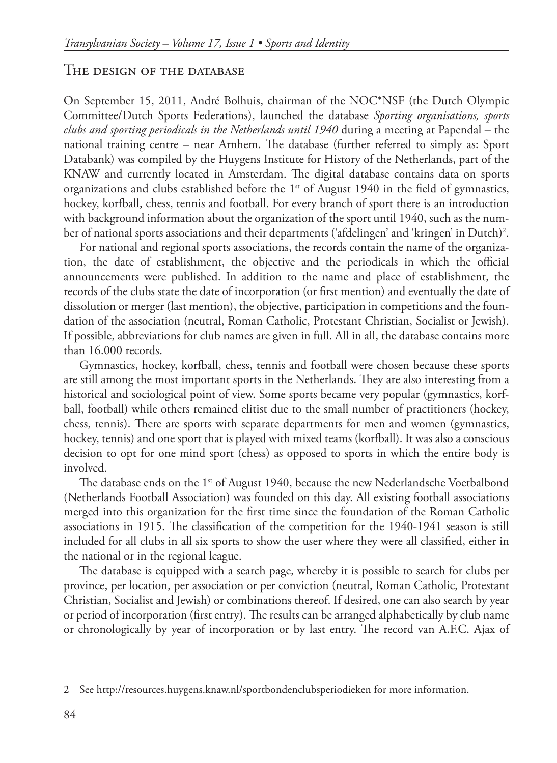## The design of the database

On September 15, 2011, André Bolhuis, chairman of the NOC*NSF (the Dutch Olympic Committee/Dutch Sports Federations), launched the database *Sporting organisations, sports clubs and sporting periodicals in the Netherlands until 1940* during a meeting at Papendal – the national training centre – near Arnhem. The database (further referred to simply as: Sport Databank) was compiled by the Huygens Institute for History of the Netherlands, part of the KNAW and currently located in Amsterdam. The digital database contains data on sports organizations and clubs established before the 1st of August 1940 in the field of gymnastics, hockey, korfball, chess, tennis and football. For every branch of sport there is an introduction with background information about the organization of the sport until 1940, such as the number of national sports associations and their departments ('afdelingen' and 'kringen' in Dutch)[2].

For national and regional sports associations, the records contain the name of the organization, the date of establishment, the objective and the periodicals in which the official announcements were published. In addition to the name and place of establishment, the records of the clubs state the date of incorporation (or first mention) and eventually the date of dissolution or merger (last mention), the objective, participation in competitions and the foundation of the association (neutral, Roman Catholic, Protestant Christian, Socialist or Jewish). If possible, abbreviations for club names are given in full. All in all, the database contains more than 16.000 records.

Gymnastics, hockey, korfball, chess, tennis and football were chosen because these sports are still among the most important sports in the Netherlands. They are also interesting from a historical and sociological point of view. Some sports became very popular (gymnastics, korfball, football) while others remained elitist due to the small number of practitioners (hockey, chess, tennis). There are sports with separate departments for men and women (gymnastics, hockey, tennis) and one sport that is played with mixed teams (korfball). It was also a conscious decision to opt for one mind sport (chess) as opposed to sports in which the entire body is involved.

The database ends on the 1st of August 1940, because the new Nederlandsche Voetbalbond (Netherlands Football Association) was founded on this day. All existing football associations merged into this organization for the first time since the foundation of the Roman Catholic associations in 1915. The classification of the competition for the 1940-1941 season is still included for all clubs in all six sports to show the user where they were all classified, either in the national or in the regional league.

The database is equipped with a search page, whereby it is possible to search for clubs per province, per location, per association or per conviction (neutral, Roman Catholic, Protestant Christian, Socialist and Jewish) or combinations thereof. If desired, one can also search by year or period of incorporation (first entry). The results can be arranged alphabetically by club name or chronologically by year of incorporation or by last entry. The record van A.F.C. Ajax of

---

2 See http://resources.huygens.knaw.nl/sportbondenclubsperiodieken for more information.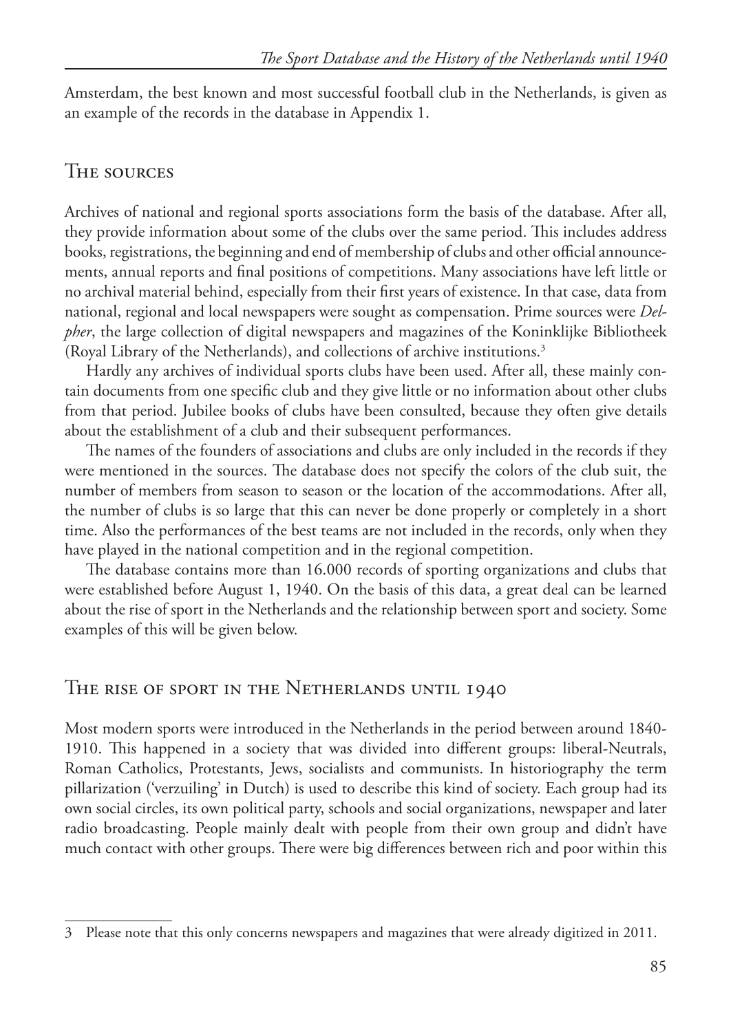Amsterdam, the best known and most successful football club in the Netherlands, is given as an example of the records in the database in Appendix 1.

## The sources

Archives of national and regional sports associations form the basis of the database. After all, they provide information about some of the clubs over the same period. This includes address books, registrations, the beginning and end of membership of clubs and other official announcements, annual reports and final positions of competitions. Many associations have left little or no archival material behind, especially from their first years of existence. In that case, data from national, regional and local newspapers were sought as compensation. Prime sources were *Delpher*, the large collection of digital newspapers and magazines of the Koninklijke Bibliotheek (Royal Library of the Netherlands), and collections of archive institutions.[3]

Hardly any archives of individual sports clubs have been used. After all, these mainly contain documents from one specific club and they give little or no information about other clubs from that period. Jubilee books of clubs have been consulted, because they often give details about the establishment of a club and their subsequent performances.

The names of the founders of associations and clubs are only included in the records if they were mentioned in the sources. The database does not specify the colors of the club suit, the number of members from season to season or the location of the accommodations. After all, the number of clubs is so large that this can never be done properly or completely in a short time. Also the performances of the best teams are not included in the records, only when they have played in the national competition and in the regional competition.

The database contains more than 16.000 records of sporting organizations and clubs that were established before August 1, 1940. On the basis of this data, a great deal can be learned about the rise of sport in the Netherlands and the relationship between sport and society. Some examples of this will be given below.

## The rise of sport in the Netherlands until 1940

Most modern sports were introduced in the Netherlands in the period between around 1840-1910. This happened in a society that was divided into different groups: liberal-Neutrals, Roman Catholics, Protestants, Jews, socialists and communists. In historiography the term pillarization ('verzuiling' in Dutch) is used to describe this kind of society. Each group had its own social circles, its own political party, schools and social organizations, newspaper and later radio broadcasting. People mainly dealt with people from their own group and didn't have much contact with other groups. There were big differences between rich and poor within this

3 Please note that this only concerns newspapers and magazines that were already digitized in 2011.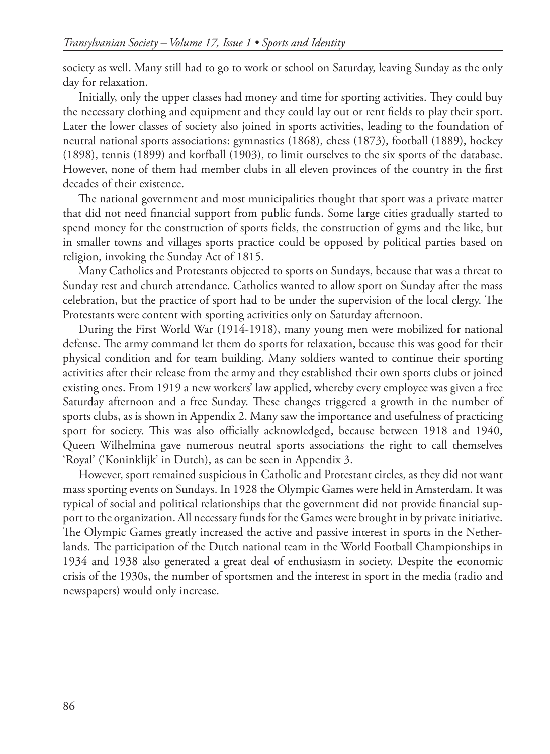society as well. Many still had to go to work or school on Saturday, leaving Sunday as the only day for relaxation.

Initially, only the upper classes had money and time for sporting activities. They could buy the necessary clothing and equipment and they could lay out or rent fields to play their sport. Later the lower classes of society also joined in sports activities, leading to the foundation of neutral national sports associations: gymnastics (1868), chess (1873), football (1889), hockey (1898), tennis (1899) and korfball (1903), to limit ourselves to the six sports of the database. However, none of them had member clubs in all eleven provinces of the country in the first decades of their existence.

The national government and most municipalities thought that sport was a private matter that did not need financial support from public funds. Some large cities gradually started to spend money for the construction of sports fields, the construction of gyms and the like, but in smaller towns and villages sports practice could be opposed by political parties based on religion, invoking the Sunday Act of 1815.

Many Catholics and Protestants objected to sports on Sundays, because that was a threat to Sunday rest and church attendance. Catholics wanted to allow sport on Sunday after the mass celebration, but the practice of sport had to be under the supervision of the local clergy. The Protestants were content with sporting activities only on Saturday afternoon.

During the First World War (1914-1918), many young men were mobilized for national defense. The army command let them do sports for relaxation, because this was good for their physical condition and for team building. Many soldiers wanted to continue their sporting activities after their release from the army and they established their own sports clubs or joined existing ones. From 1919 a new workers' law applied, whereby every employee was given a free Saturday afternoon and a free Sunday. These changes triggered a growth in the number of sports clubs, as is shown in Appendix 2. Many saw the importance and usefulness of practicing sport for society. This was also officially acknowledged, because between 1918 and 1940, Queen Wilhelmina gave numerous neutral sports associations the right to call themselves 'Royal' ('Koninklijk' in Dutch), as can be seen in Appendix 3.

However, sport remained suspicious in Catholic and Protestant circles, as they did not want mass sporting events on Sundays. In 1928 the Olympic Games were held in Amsterdam. It was typical of social and political relationships that the government did not provide financial support to the organization. All necessary funds for the Games were brought in by private initiative. The Olympic Games greatly increased the active and passive interest in sports in the Netherlands. The participation of the Dutch national team in the World Football Championships in 1934 and 1938 also generated a great deal of enthusiasm in society. Despite the economic crisis of the 1930s, the number of sportsmen and the interest in sport in the media (radio and newspapers) would only increase.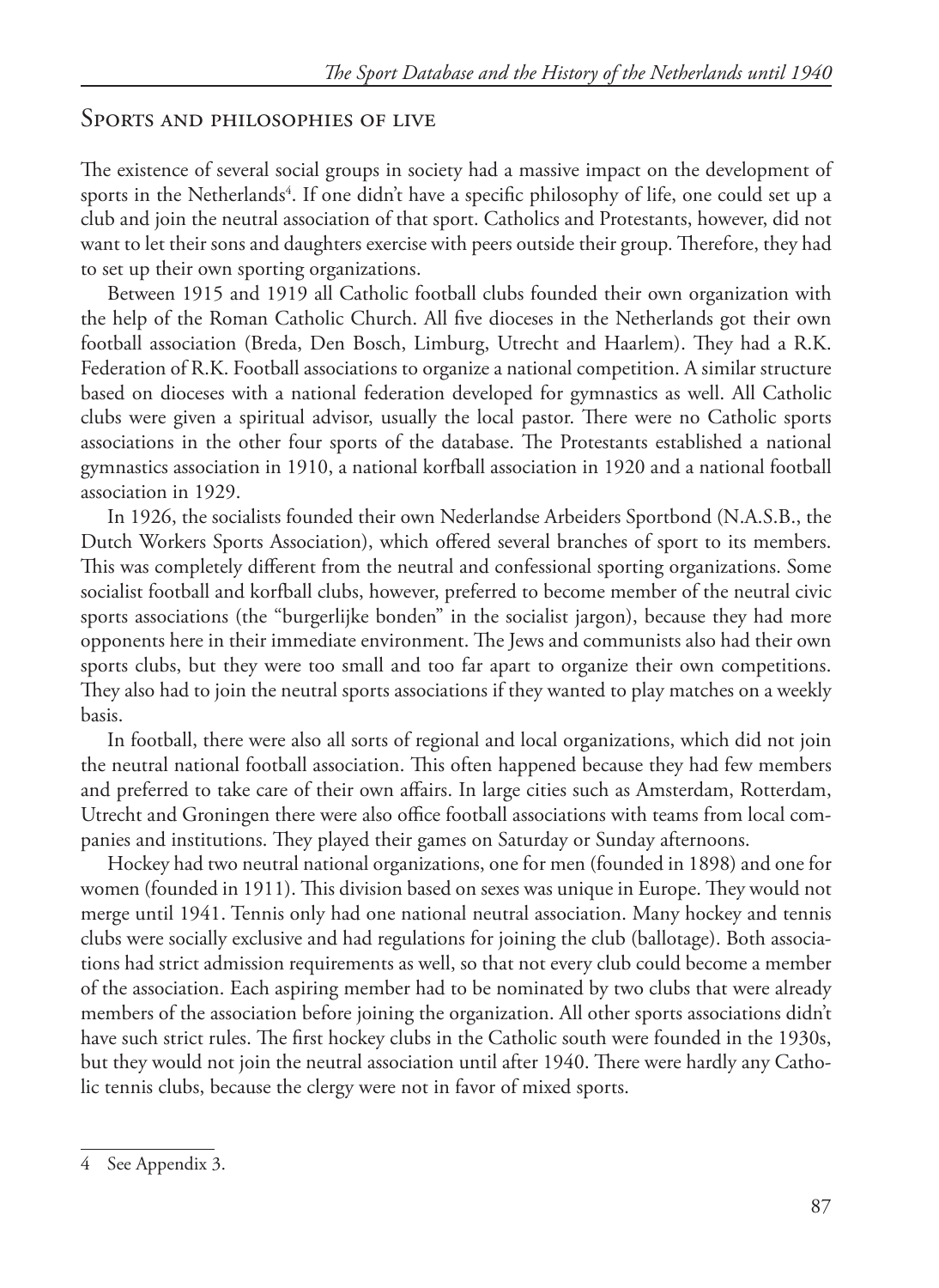## Sports and philosophies of live

The existence of several social groups in society had a massive impact on the development of sports in the Netherlands[4]. If one didn't have a specific philosophy of life, one could set up a club and join the neutral association of that sport. Catholics and Protestants, however, did not want to let their sons and daughters exercise with peers outside their group. Therefore, they had to set up their own sporting organizations.

Between 1915 and 1919 all Catholic football clubs founded their own organization with the help of the Roman Catholic Church. All five dioceses in the Netherlands got their own football association (Breda, Den Bosch, Limburg, Utrecht and Haarlem). They had a R.K. Federation of R.K. Football associations to organize a national competition. A similar structure based on dioceses with a national federation developed for gymnastics as well. All Catholic clubs were given a spiritual advisor, usually the local pastor. There were no Catholic sports associations in the other four sports of the database. The Protestants established a national gymnastics association in 1910, a national korfball association in 1920 and a national football association in 1929.

In 1926, the socialists founded their own Nederlandse Arbeiders Sportbond (N.A.S.B., the Dutch Workers Sports Association), which offered several branches of sport to its members. This was completely different from the neutral and confessional sporting organizations. Some socialist football and korfball clubs, however, preferred to become member of the neutral civic sports associations (the "burgerlijke bonden" in the socialist jargon), because they had more opponents here in their immediate environment. The Jews and communists also had their own sports clubs, but they were too small and too far apart to organize their own competitions. They also had to join the neutral sports associations if they wanted to play matches on a weekly basis.

In football, there were also all sorts of regional and local organizations, which did not join the neutral national football association. This often happened because they had few members and preferred to take care of their own affairs. In large cities such as Amsterdam, Rotterdam, Utrecht and Groningen there were also office football associations with teams from local companies and institutions. They played their games on Saturday or Sunday afternoons.

Hockey had two neutral national organizations, one for men (founded in 1898) and one for women (founded in 1911). This division based on sexes was unique in Europe. They would not merge until 1941. Tennis only had one national neutral association. Many hockey and tennis clubs were socially exclusive and had regulations for joining the club (ballotage). Both associations had strict admission requirements as well, so that not every club could become a member of the association. Each aspiring member had to be nominated by two clubs that were already members of the association before joining the organization. All other sports associations didn't have such strict rules. The first hockey clubs in the Catholic south were founded in the 1930s, but they would not join the neutral association until after 1940. There were hardly any Catholic tennis clubs, because the clergy were not in favor of mixed sports.

---

4 See Appendix 3.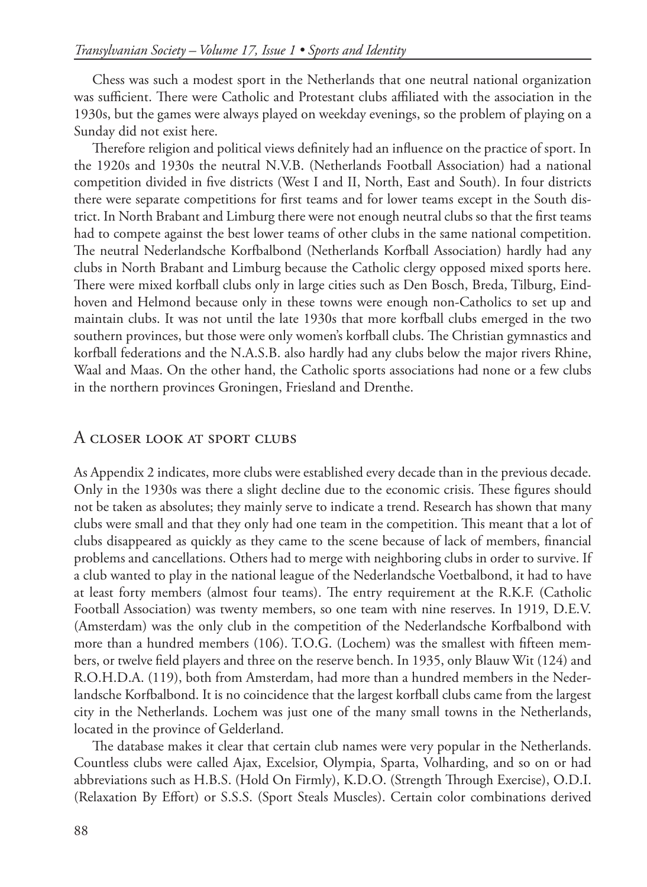Chess was such a modest sport in the Netherlands that one neutral national organization was sufficient. There were Catholic and Protestant clubs affiliated with the association in the 1930s, but the games were always played on weekday evenings, so the problem of playing on a Sunday did not exist here.

Therefore religion and political views definitely had an influence on the practice of sport. In the 1920s and 1930s the neutral N.V.B. (Netherlands Football Association) had a national competition divided in five districts (West I and II, North, East and South). In four districts there were separate competitions for first teams and for lower teams except in the South district. In North Brabant and Limburg there were not enough neutral clubs so that the first teams had to compete against the best lower teams of other clubs in the same national competition. The neutral Nederlandsche Korfbalbond (Netherlands Korfball Association) hardly had any clubs in North Brabant and Limburg because the Catholic clergy opposed mixed sports here. There were mixed korfball clubs only in large cities such as Den Bosch, Breda, Tilburg, Eindhoven and Helmond because only in these towns were enough non-Catholics to set up and maintain clubs. It was not until the late 1930s that more korfball clubs emerged in the two southern provinces, but those were only women's korfball clubs. The Christian gymnastics and korfball federations and the N.A.S.B. also hardly had any clubs below the major rivers Rhine, Waal and Maas. On the other hand, the Catholic sports associations had none or a few clubs in the northern provinces Groningen, Friesland and Drenthe.

## A closer look at sport clubs

As Appendix 2 indicates, more clubs were established every decade than in the previous decade. Only in the 1930s was there a slight decline due to the economic crisis. These figures should not be taken as absolutes; they mainly serve to indicate a trend. Research has shown that many clubs were small and that they only had one team in the competition. This meant that a lot of clubs disappeared as quickly as they came to the scene because of lack of members, financial problems and cancellations. Others had to merge with neighboring clubs in order to survive. If a club wanted to play in the national league of the Nederlandsche Voetbalbond, it had to have at least forty members (almost four teams). The entry requirement at the R.K.F. (Catholic Football Association) was twenty members, so one team with nine reserves. In 1919, D.E.V. (Amsterdam) was the only club in the competition of the Nederlandsche Korfbalbond with more than a hundred members (106). T.O.G. (Lochem) was the smallest with fifteen members, or twelve field players and three on the reserve bench. In 1935, only Blauw Wit (124) and R.O.H.D.A. (119), both from Amsterdam, had more than a hundred members in the Nederlandsche Korfbalbond. It is no coincidence that the largest korfball clubs came from the largest city in the Netherlands. Lochem was just one of the many small towns in the Netherlands, located in the province of Gelderland.

The database makes it clear that certain club names were very popular in the Netherlands. Countless clubs were called Ajax, Excelsior, Olympia, Sparta, Volharding, and so on or had abbreviations such as H.B.S. (Hold On Firmly), K.D.O. (Strength Through Exercise), O.D.I. (Relaxation By Effort) or S.S.S. (Sport Steals Muscles). Certain color combinations derived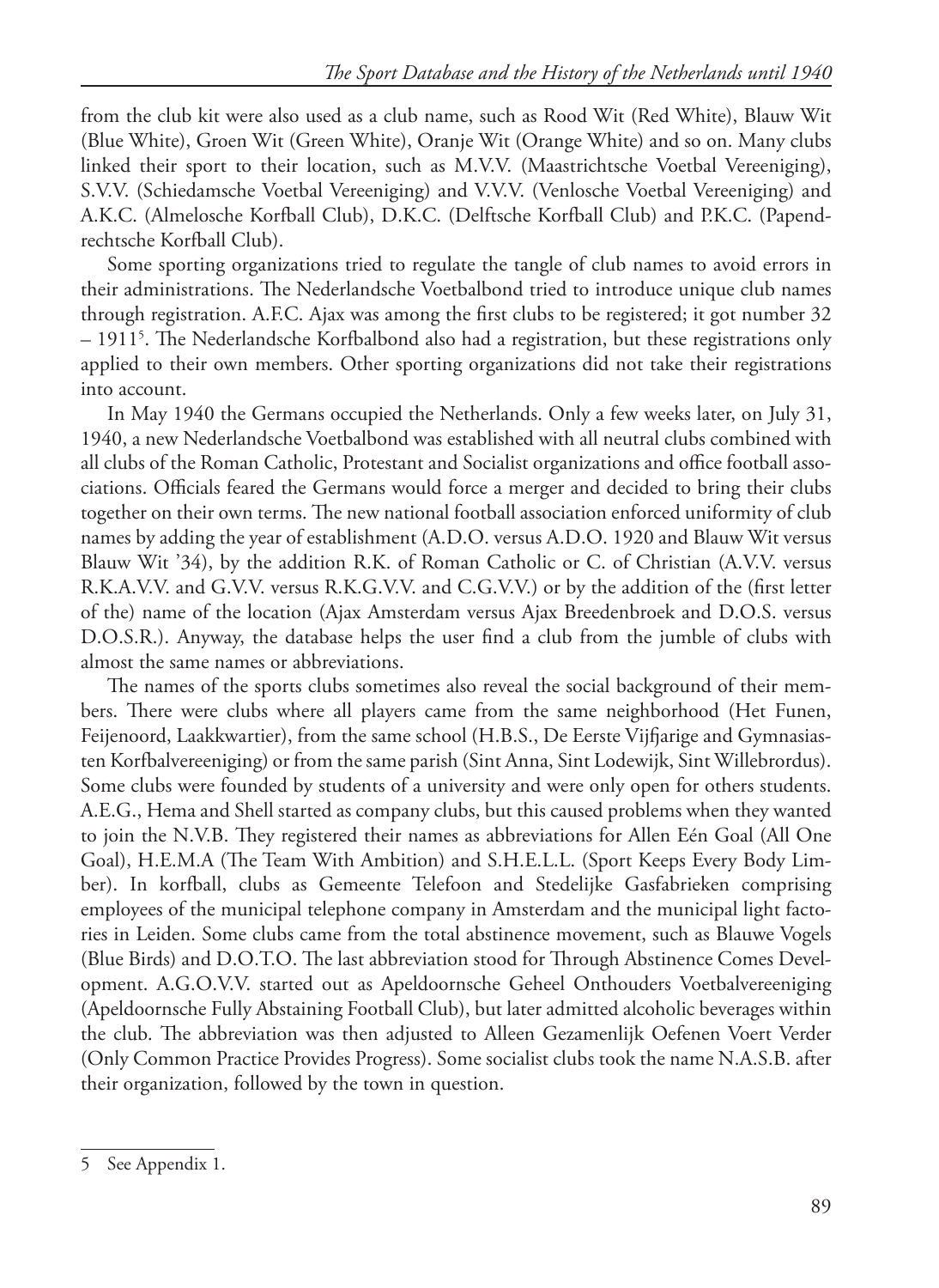from the club kit were also used as a club name, such as Rood Wit (Red White), Blauw Wit (Blue White), Groen Wit (Green White), Oranje Wit (Orange White) and so on. Many clubs linked their sport to their location, such as M.V.V. (Maastrichtsche Voetbal Vereeniging), S.V.V. (Schiedamsche Voetbal Vereeniging) and V.V.V. (Venlosche Voetbal Vereeniging) and A.K.C. (Almelosche Korfball Club), D.K.C. (Delftsche Korfball Club) and P.K.C. (Papendrechtsche Korfball Club).

Some sporting organizations tried to regulate the tangle of club names to avoid errors in their administrations. The Nederlandsche Voetbalbond tried to introduce unique club names through registration. A.F.C. Ajax was among the first clubs to be registered; it got number 32 – 1911[5]. The Nederlandsche Korfbalbond also had a registration, but these registrations only applied to their own members. Other sporting organizations did not take their registrations into account.

In May 1940 the Germans occupied the Netherlands. Only a few weeks later, on July 31, 1940, a new Nederlandsche Voetbalbond was established with all neutral clubs combined with all clubs of the Roman Catholic, Protestant and Socialist organizations and office football associations. Officials feared the Germans would force a merger and decided to bring their clubs together on their own terms. The new national football association enforced uniformity of club names by adding the year of establishment (A.D.O. versus A.D.O. 1920 and Blauw Wit versus Blauw Wit '34), by the addition R.K. of Roman Catholic or C. of Christian (A.V.V. versus R.K.A.V.V. and G.V.V. versus R.K.G.V.V. and C.G.V.V.) or by the addition of the (first letter of the) name of the location (Ajax Amsterdam versus Ajax Breedenbroek and D.O.S. versus D.O.S.R.). Anyway, the database helps the user find a club from the jumble of clubs with almost the same names or abbreviations.

The names of the sports clubs sometimes also reveal the social background of their members. There were clubs where all players came from the same neighborhood (Het Funen, Feijenoord, Laakkwartier), from the same school (H.B.S., De Eerste Vijfjarige and Gymnasiasten Korfbalvereeniging) or from the same parish (Sint Anna, Sint Lodewijk, Sint Willebrordus). Some clubs were founded by students of a university and were only open for others students. A.E.G., Hema and Shell started as company clubs, but this caused problems when they wanted to join the N.V.B. They registered their names as abbreviations for Allen Eén Goal (All One Goal), H.E.M.A (The Team With Ambition) and S.H.E.L.L. (Sport Keeps Every Body Limber). In korfball, clubs as Gemeente Telefoon and Stedelijke Gasfabrieken comprising employees of the municipal telephone company in Amsterdam and the municipal light factories in Leiden. Some clubs came from the total abstinence movement, such as Blauwe Vogels (Blue Birds) and D.O.T.O. The last abbreviation stood for Through Abstinence Comes Development. A.G.O.V.V. started out as Apeldoornsche Geheel Onthouders Voetbalvereeniging (Apeldoornsche Fully Abstaining Football Club), but later admitted alcoholic beverages within the club. The abbreviation was then adjusted to Alleen Gezamenlijk Oefenen Voert Verder (Only Common Practice Provides Progress). Some socialist clubs took the name N.A.S.B. after their organization, followed by the town in question.

---

5 See Appendix 1.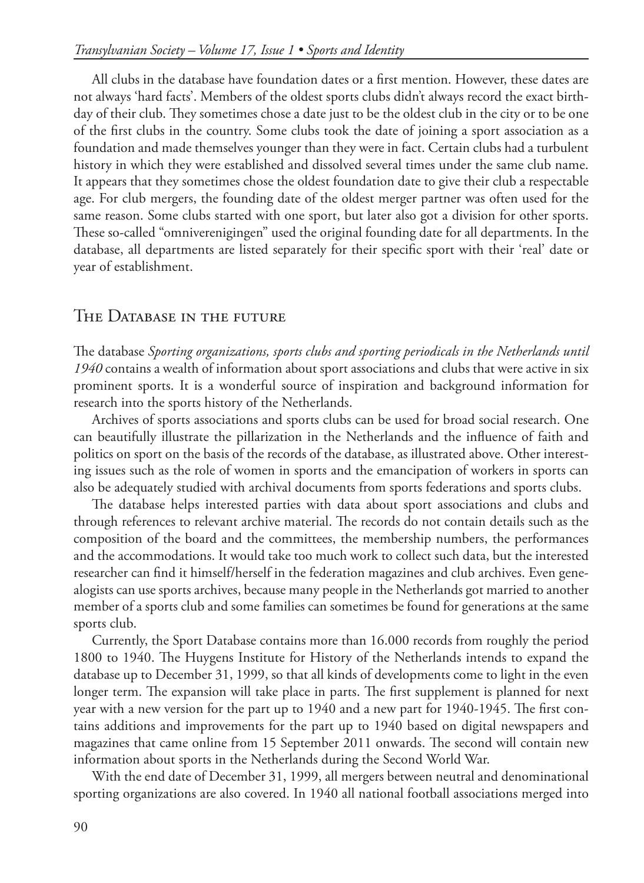All clubs in the database have foundation dates or a first mention. However, these dates are not always 'hard facts'. Members of the oldest sports clubs didn't always record the exact birthday of their club. They sometimes chose a date just to be the oldest club in the city or to be one of the first clubs in the country. Some clubs took the date of joining a sport association as a foundation and made themselves younger than they were in fact. Certain clubs had a turbulent history in which they were established and dissolved several times under the same club name. It appears that they sometimes chose the oldest foundation date to give their club a respectable age. For club mergers, the founding date of the oldest merger partner was often used for the same reason. Some clubs started with one sport, but later also got a division for other sports. These so-called "omniverenigingen" used the original founding date for all departments. In the database, all departments are listed separately for their specific sport with their 'real' date or year of establishment.

## The Database in the future

The database *Sporting organizations, sports clubs and sporting periodicals in the Netherlands until 1940* contains a wealth of information about sport associations and clubs that were active in six prominent sports. It is a wonderful source of inspiration and background information for research into the sports history of the Netherlands.

Archives of sports associations and sports clubs can be used for broad social research. One can beautifully illustrate the pillarization in the Netherlands and the influence of faith and politics on sport on the basis of the records of the database, as illustrated above. Other interesting issues such as the role of women in sports and the emancipation of workers in sports can also be adequately studied with archival documents from sports federations and sports clubs.

The database helps interested parties with data about sport associations and clubs and through references to relevant archive material. The records do not contain details such as the composition of the board and the committees, the membership numbers, the performances and the accommodations. It would take too much work to collect such data, but the interested researcher can find it himself/herself in the federation magazines and club archives. Even genealogists can use sports archives, because many people in the Netherlands got married to another member of a sports club and some families can sometimes be found for generations at the same sports club.

Currently, the Sport Database contains more than 16.000 records from roughly the period 1800 to 1940. The Huygens Institute for History of the Netherlands intends to expand the database up to December 31, 1999, so that all kinds of developments come to light in the even longer term. The expansion will take place in parts. The first supplement is planned for next year with a new version for the part up to 1940 and a new part for 1940-1945. The first contains additions and improvements for the part up to 1940 based on digital newspapers and magazines that came online from 15 September 2011 onwards. The second will contain new information about sports in the Netherlands during the Second World War.

With the end date of December 31, 1999, all mergers between neutral and denominational sporting organizations are also covered. In 1940 all national football associations merged into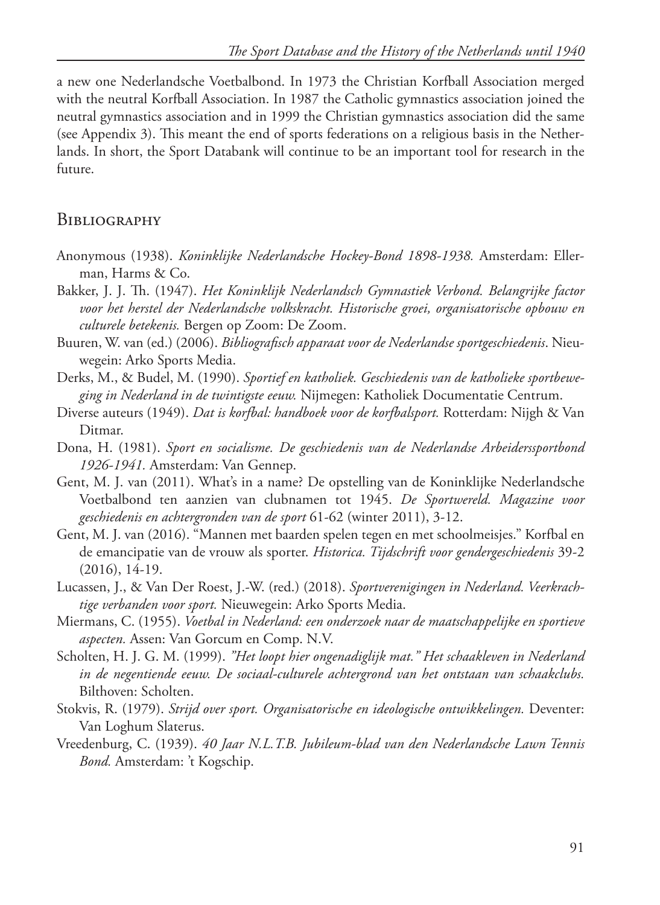a new one Nederlandsche Voetbalbond. In 1973 the Christian Korfball Association merged with the neutral Korfball Association. In 1987 the Catholic gymnastics association joined the neutral gymnastics association and in 1999 the Christian gymnastics association did the same (see Appendix 3). This meant the end of sports federations on a religious basis in the Netherlands. In short, the Sport Databank will continue to be an important tool for research in the future.

## Bibliography

Anonymous (1938). *Koninklijke Nederlandsche Hockey-Bond 1898-1938.* Amsterdam: Ellerman, Harms & Co.

Bakker, J. J. Th. (1947). *Het Koninklijk Nederlandsch Gymnastiek Verbond. Belangrijke factor voor het herstel der Nederlandsche volkskracht. Historische groei, organisatorische opbouw en culturele betekenis.* Bergen op Zoom: De Zoom.

Buuren, W. van (ed.) (2006). *Bibliografisch apparaat voor de Nederlandse sportgeschiedenis*. Nieuwegein: Arko Sports Media.

Derks, M., & Budel, M. (1990). *Sportief en katholiek. Geschiedenis van de katholieke sportbeweging in Nederland in de twintigste eeuw.* Nijmegen: Katholiek Documentatie Centrum.

Diverse auteurs (1949). *Dat is korfbal: handboek voor de korfbalsport.* Rotterdam: Nijgh & Van Ditmar.

Dona, H. (1981). *Sport en socialisme. De geschiedenis van de Nederlandse Arbeiderssportbond 1926-1941.* Amsterdam: Van Gennep.

Gent, M. J. van (2011). What's in a name? De opstelling van de Koninklijke Nederlandsche Voetbalbond ten aanzien van clubnamen tot 1945. *De Sportwereld. Magazine voor geschiedenis en achtergronden van de sport* 61-62 (winter 2011), 3-12.

Gent, M. J. van (2016). "Mannen met baarden spelen tegen en met schoolmeisjes." Korfbal en de emancipatie van de vrouw als sporter. *Historica. Tijdschrift voor gendergeschiedenis* 39-2 (2016), 14-19.

Lucassen, J., & Van Der Roest, J.-W. (red.) (2018). *Sportverenigingen in Nederland. Veerkrachtige verbanden voor sport.* Nieuwegein: Arko Sports Media.

Miermans, C. (1955). *Voetbal in Nederland: een onderzoek naar de maatschappelijke en sportieve aspecten.* Assen: Van Gorcum en Comp. N.V.

Scholten, H. J. G. M. (1999). *"Het loopt hier ongenadiglijk mat." Het schaakleven in Nederland in de negentiende eeuw. De sociaal-culturele achtergrond van het ontstaan van schaakclubs.* Bilthoven: Scholten.

Stokvis, R. (1979). *Strijd over sport. Organisatorische en ideologische ontwikkelingen.* Deventer: Van Loghum Slaterus.

Vreedenburg, C. (1939). *40 Jaar N.L.T.B. Jubileum-blad van den Nederlandsche Lawn Tennis Bond.* Amsterdam: 't Kogschip.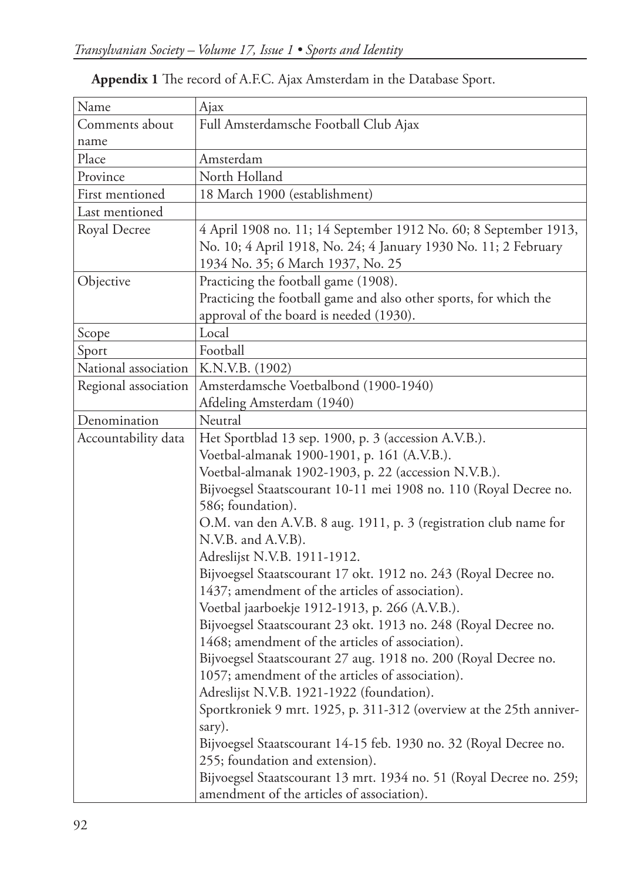**Appendix 1** The record of A.F.C. Ajax Amsterdam in the Database Sport.

| Name | Ajax |
|---|---|
| Comments about name | Full Amsterdamsche Football Club Ajax |
| Place | Amsterdam |
| Province | North Holland |
| First mentioned | 18 March 1900 (establishment) |
| Last mentioned | |
| Royal Decree | 4 April 1908 no. 11; 14 September 1912 No. 60; 8 September 1913, No. 10; 4 April 1918, No. 24; 4 January 1930 No. 11; 2 February 1934 No. 35; 6 March 1937, No. 25 |
| Objective | Practicing the football game (1908).<br>Practicing the football game and also other sports, for which the approval of the board is needed (1930). |
| Scope | Local |
| Sport | Football |
| National association | K.N.V.B. (1902) |
| Regional association | Amsterdamsche Voetbalbond (1900-1940)<br>Afdeling Amsterdam (1940) |
| Denomination | Neutral |
| Accountability data | Het Sportblad 13 sep. 1900, p. 3 (accession A.V.B.).<br>Voetbal-almanak 1900-1901, p. 161 (A.V.B.).<br>Voetbal-almanak 1902-1903, p. 22 (accession N.V.B.).<br>Bijvoegsel Staatscourant 10-11 mei 1908 no. 110 (Royal Decree no. 586; foundation).<br>O.M. van den A.V.B. 8 aug. 1911, p. 3 (registration club name for N.V.B. and A.V.B).<br>Adreslijst N.V.B. 1911-1912.<br>Bijvoegsel Staatscourant 17 okt. 1912 no. 243 (Royal Decree no. 1437; amendment of the articles of association).<br>Voetbal jaarboekje 1912-1913, p. 266 (A.V.B.).<br>Bijvoegsel Staatscourant 23 okt. 1913 no. 248 (Royal Decree no. 1468; amendment of the articles of association).<br>Bijvoegsel Staatscourant 27 aug. 1918 no. 200 (Royal Decree no. 1057; amendment of the articles of association).<br>Adreslijst N.V.B. 1921-1922 (foundation).<br>Sportkroniek 9 mrt. 1925, p. 311-312 (overview at the 25th anniversary).<br>Bijvoegsel Staatscourant 14-15 feb. 1930 no. 32 (Royal Decree no. 255; foundation and extension).<br>Bijvoegsel Staatscourant 13 mrt. 1934 no. 51 (Royal Decree no. 259; amendment of the articles of association). |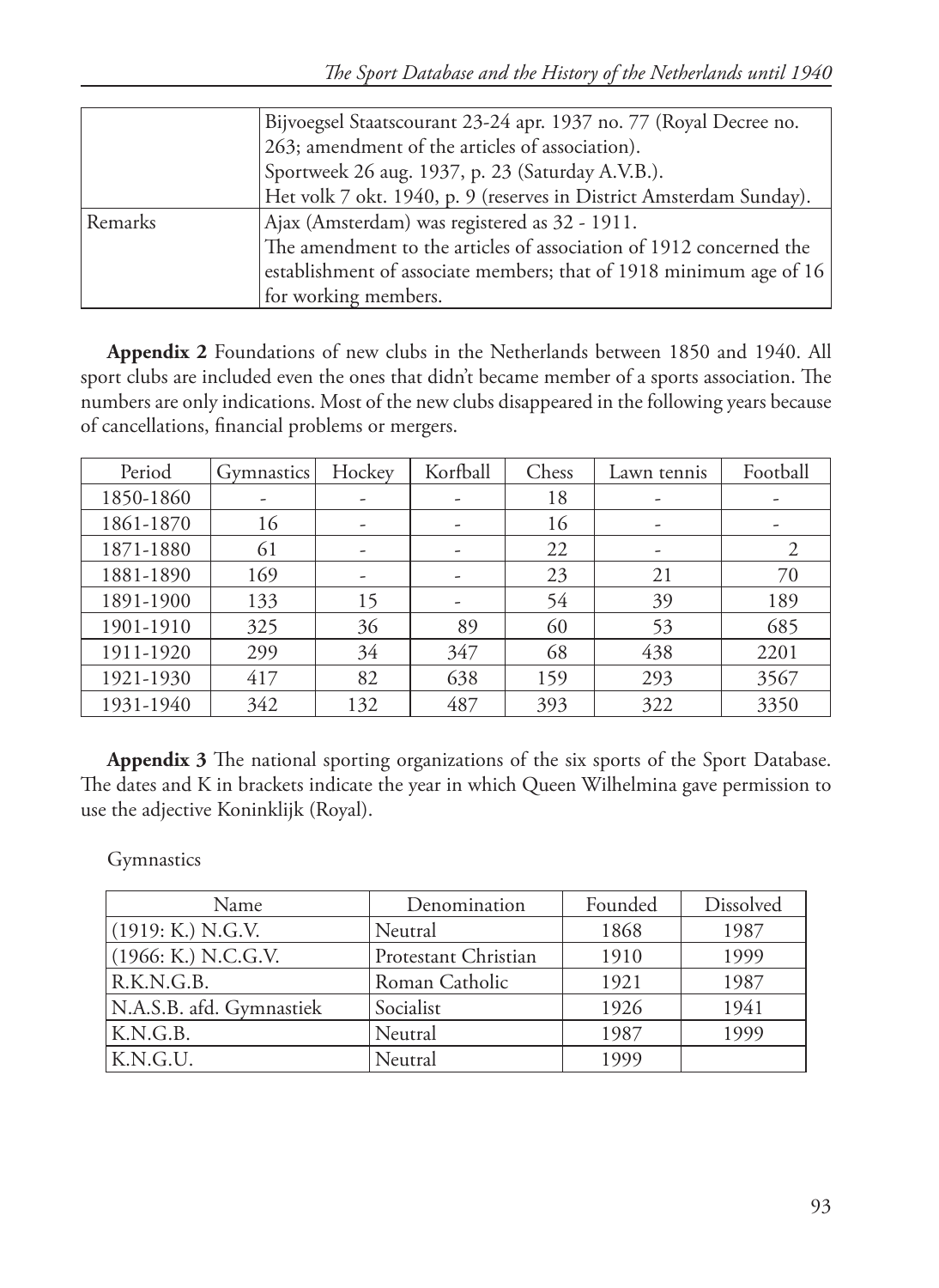| | |
|---|---|
| | Bijvoegsel Staatscourant 23-24 apr. 1937 no. 77 (Royal Decree no. 263; amendment of the articles of association).<br>Sportweek 26 aug. 1937, p. 23 (Saturday A.V.B.).<br>Het volk 7 okt. 1940, p. 9 (reserves in District Amsterdam Sunday). |
| Remarks | Ajax (Amsterdam) was registered as 32 - 1911.<br>The amendment to the articles of association of 1912 concerned the establishment of associate members; that of 1918 minimum age of 16 for working members. |

**Appendix 2** Foundations of new clubs in the Netherlands between 1850 and 1940. All sport clubs are included even the ones that didn't became member of a sports association. The numbers are only indications. Most of the new clubs disappeared in the following years because of cancellations, financial problems or mergers.

| Period | Gymnastics | Hockey | Korfball | Chess | Lawn tennis | Football |
|---|---|---|---|---|---|---|
| 1850-1860 | - | - | - | 18 | - | - |
| 1861-1870 | 16 | - | - | 16 | - | - |
| 1871-1880 | 61 | - | - | 22 | - | 2 |
| 1881-1890 | 169 | - | - | 23 | 21 | 70 |
| 1891-1900 | 133 | 15 | - | 54 | 39 | 189 |
| 1901-1910 | 325 | 36 | 89 | 60 | 53 | 685 |
| 1911-1920 | 299 | 34 | 347 | 68 | 438 | 2201 |
| 1921-1930 | 417 | 82 | 638 | 159 | 293 | 3567 |
| 1931-1940 | 342 | 132 | 487 | 393 | 322 | 3350 |

**Appendix 3** The national sporting organizations of the six sports of the Sport Database. The dates and K in brackets indicate the year in which Queen Wilhelmina gave permission to use the adjective Koninklijk (Royal).

Gymnastics

| Name | Denomination | Founded | Dissolved |
|---|---|---|---|
| (1919: K.) N.G.V. | Neutral | 1868 | 1987 |
| (1966: K.) N.C.G.V. | Protestant Christian | 1910 | 1999 |
| R.K.N.G.B. | Roman Catholic | 1921 | 1987 |
| N.A.S.B. afd. Gymnastiek | Socialist | 1926 | 1941 |
| K.N.G.B. | Neutral | 1987 | 1999 |
| K.N.G.U. | Neutral | 1999 | |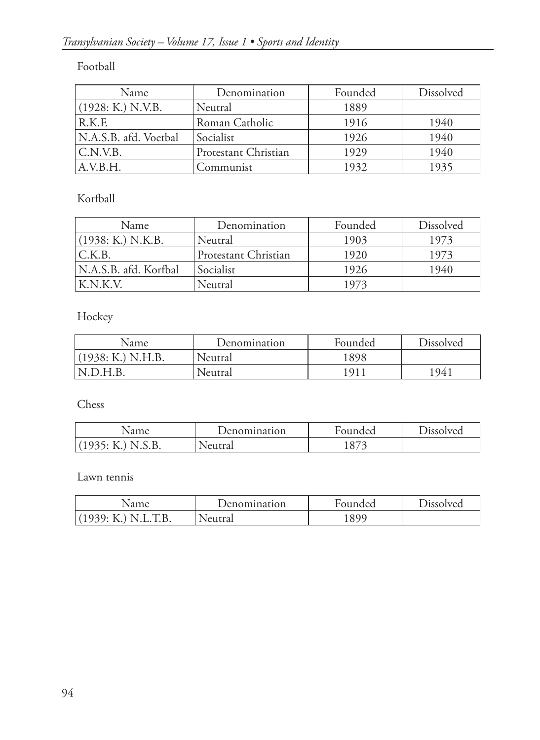Football

| Name | Denomination | Founded | Dissolved |
|---|---|---|---|
| (1928: K.) N.V.B. | Neutral | 1889 | |
| R.K.F. | Roman Catholic | 1916 | 1940 |
| N.A.S.B. afd. Voetbal | Socialist | 1926 | 1940 |
| C.N.V.B. | Protestant Christian | 1929 | 1940 |
| A.V.B.H. | Communist | 1932 | 1935 |

Korfball

| Name | Denomination | Founded | Dissolved |
|---|---|---|---|
| (1938: K.) N.K.B. | Neutral | 1903 | 1973 |
| C.K.B. | Protestant Christian | 1920 | 1973 |
| N.A.S.B. afd. Korfbal | Socialist | 1926 | 1940 |
| K.N.K.V. | Neutral | 1973 | |

Hockey

| Name | Denomination | Founded | Dissolved |
|---|---|---|---|
| (1938: K.) N.H.B. | Neutral | 1898 | |
| N.D.H.B. | Neutral | 1911 | 1941 |

Chess

| Name | Denomination | Founded | Dissolved |
|---|---|---|---|
| (1935: K.) N.S.B. | Neutral | 1873 | |

Lawn tennis

| Name | Denomination | Founded | Dissolved |
|---|---|---|---|
| (1939: K.) N.L.T.B. | Neutral | 1899 | |